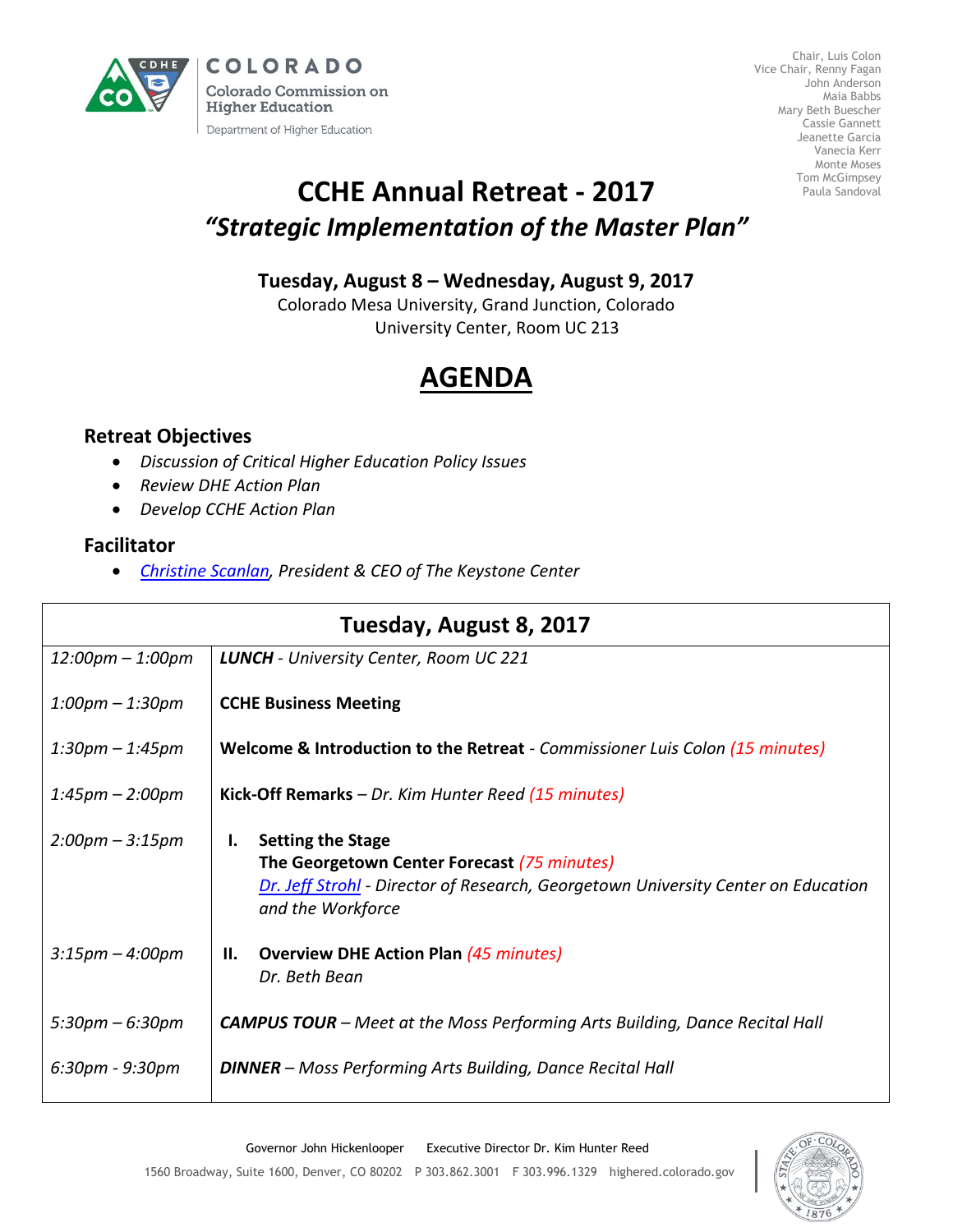COLORADO

Colorado Commission on Higher Education

Department of Higher Education

Chair, Luis Colon
Vice Chair, Renny Fagan
John Anderson
Maia Babbs
Mary Beth Buescher
Cassie Gannett
Jeanette Garcia
Vanecia Kerr
Monte Moses
Tom McGimpsey
Paula Sandoval

# CCHE Annual Retreat - 2017

## *"Strategic Implementation of the Master Plan"*

**Tuesday, August 8 – Wednesday, August 9, 2017**

Colorado Mesa University, Grand Junction, Colorado
University Center, Room UC 213

# AGENDA

### Retreat Objectives

- *Discussion of Critical Higher Education Policy Issues*
- *Review DHE Action Plan*
- *Develop CCHE Action Plan*

### Facilitator

- *Christine Scanlan, President & CEO of The Keystone Center*

| Tuesday, August 8, 2017 | |
|---|---|
| *12:00pm – 1:00pm* | ***LUNCH** - University Center, Room UC 221* |
| *1:00pm – 1:30pm* | **CCHE Business Meeting** |
| *1:30pm – 1:45pm* | **Welcome & Introduction to the Retreat** - *Commissioner Luis Colon (15 minutes)* |
| *1:45pm – 2:00pm* | **Kick-Off Remarks** – *Dr. Kim Hunter Reed (15 minutes)* |
| *2:00pm – 3:15pm* | **I. Setting the Stage** **The Georgetown Center Forecast** *(75 minutes)* *Dr. Jeff Strohl - Director of Research, Georgetown University Center on Education and the Workforce* |
| *3:15pm – 4:00pm* | **II. Overview DHE Action Plan** *(45 minutes)* *Dr. Beth Bean* |
| *5:30pm – 6:30pm* | ***CAMPUS TOUR** – Meet at the Moss Performing Arts Building, Dance Recital Hall* |
| *6:30pm - 9:30pm* | ***DINNER** – Moss Performing Arts Building, Dance Recital Hall* |

Governor John Hickenlooper    Executive Director Dr. Kim Hunter Reed

1560 Broadway, Suite 1600, Denver, CO 80202   P 303.862.3001   F 303.996.1329   highered.colorado.gov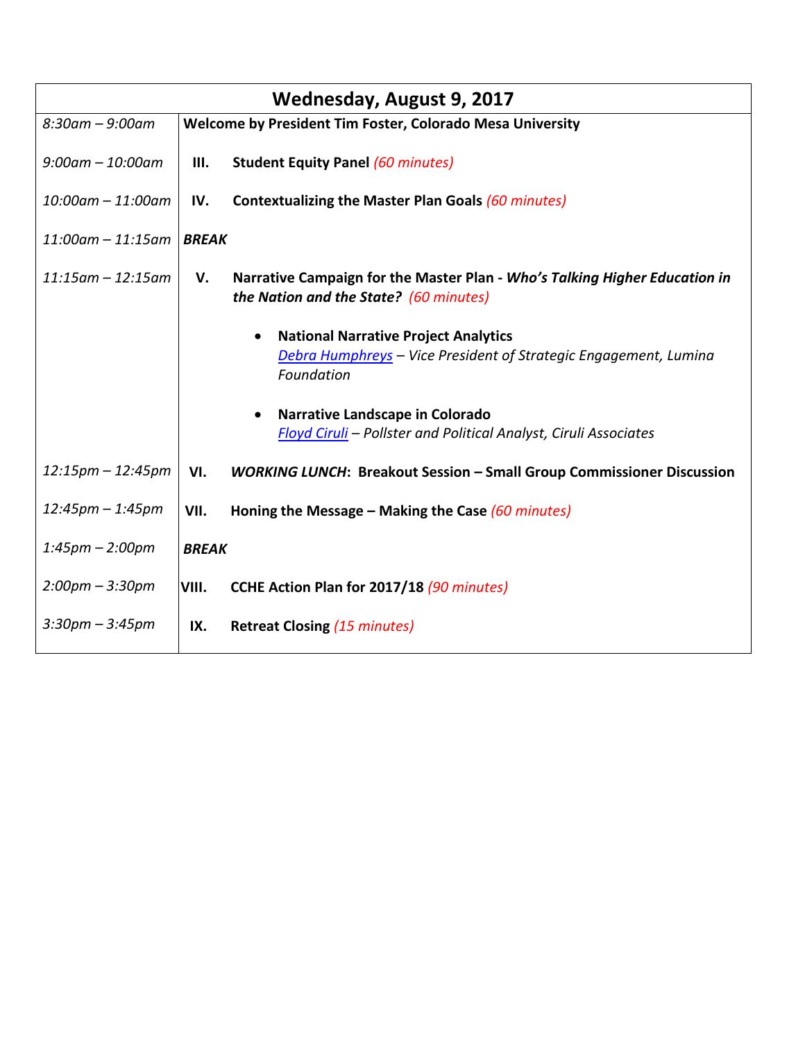| Wednesday, August 9, 2017 | |
|---|---|
| *8:30am – 9:00am* | **Welcome by President Tim Foster, Colorado Mesa University** |
| *9:00am – 10:00am* | **III. Student Equity Panel** *(60 minutes)* |
| *10:00am – 11:00am* | **IV. Contextualizing the Master Plan Goals** *(60 minutes)* |
| *11:00am – 11:15am* | ***BREAK*** |
| *11:15am – 12:15am* | **V. Narrative Campaign for the Master Plan - *Who's Talking Higher Education in the Nation and the State?*** *(60 minutes)*<br><br>• **National Narrative Project Analytics**<br>Debra Humphreys – *Vice President of Strategic Engagement, Lumina Foundation*<br><br>• **Narrative Landscape in Colorado**<br>Floyd Ciruli – *Pollster and Political Analyst, Ciruli Associates* |
| *12:15pm – 12:45pm* | **VI. *WORKING LUNCH*: Breakout Session – Small Group Commissioner Discussion** |
| *12:45pm – 1:45pm* | **VII. Honing the Message – Making the Case** *(60 minutes)* |
| *1:45pm – 2:00pm* | ***BREAK*** |
| *2:00pm – 3:30pm* | **VIII. CCHE Action Plan for 2017/18** *(90 minutes)* |
| *3:30pm – 3:45pm* | **IX. Retreat Closing** *(15 minutes)* |